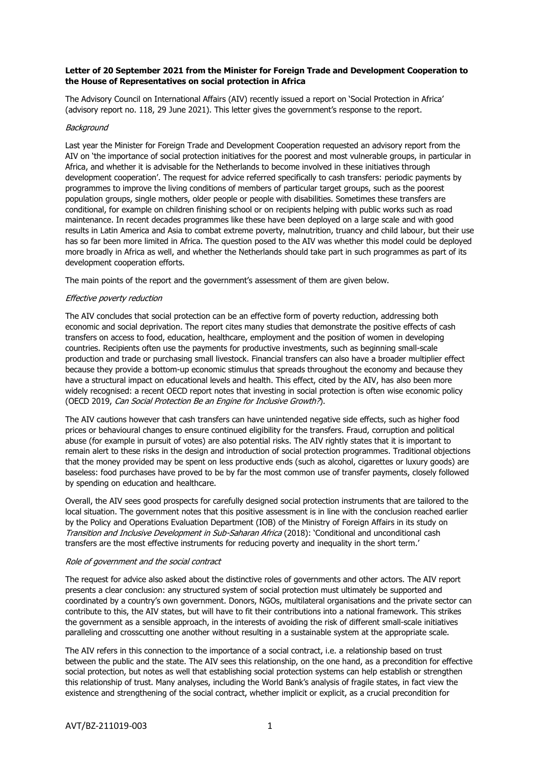**Letter of 20 September 2021 from the Minister for Foreign Trade and Development Cooperation to the House of Representatives on social protection in Africa**

The Advisory Council on International Affairs (AIV) recently issued a report on 'Social Protection in Africa' (advisory report no. 118, 29 June 2021). This letter gives the government's response to the report.

*Background*

Last year the Minister for Foreign Trade and Development Cooperation requested an advisory report from the AIV on 'the importance of social protection initiatives for the poorest and most vulnerable groups, in particular in Africa, and whether it is advisable for the Netherlands to become involved in these initiatives through development cooperation'. The request for advice referred specifically to cash transfers: periodic payments by programmes to improve the living conditions of members of particular target groups, such as the poorest population groups, single mothers, older people or people with disabilities. Sometimes these transfers are conditional, for example on children finishing school or on recipients helping with public works such as road maintenance. In recent decades programmes like these have been deployed on a large scale and with good results in Latin America and Asia to combat extreme poverty, malnutrition, truancy and child labour, but their use has so far been more limited in Africa. The question posed to the AIV was whether this model could be deployed more broadly in Africa as well, and whether the Netherlands should take part in such programmes as part of its development cooperation efforts.

The main points of the report and the government's assessment of them are given below.

*Effective poverty reduction*

The AIV concludes that social protection can be an effective form of poverty reduction, addressing both economic and social deprivation. The report cites many studies that demonstrate the positive effects of cash transfers on access to food, education, healthcare, employment and the position of women in developing countries. Recipients often use the payments for productive investments, such as beginning small-scale production and trade or purchasing small livestock. Financial transfers can also have a broader multiplier effect because they provide a bottom-up economic stimulus that spreads throughout the economy and because they have a structural impact on educational levels and health. This effect, cited by the AIV, has also been more widely recognised: a recent OECD report notes that investing in social protection is often wise economic policy (OECD 2019, *Can Social Protection Be an Engine for Inclusive Growth?*).

The AIV cautions however that cash transfers can have unintended negative side effects, such as higher food prices or behavioural changes to ensure continued eligibility for the transfers. Fraud, corruption and political abuse (for example in pursuit of votes) are also potential risks. The AIV rightly states that it is important to remain alert to these risks in the design and introduction of social protection programmes. Traditional objections that the money provided may be spent on less productive ends (such as alcohol, cigarettes or luxury goods) are baseless: food purchases have proved to be by far the most common use of transfer payments, closely followed by spending on education and healthcare.

Overall, the AIV sees good prospects for carefully designed social protection instruments that are tailored to the local situation. The government notes that this positive assessment is in line with the conclusion reached earlier by the Policy and Operations Evaluation Department (IOB) of the Ministry of Foreign Affairs in its study on *Transition and Inclusive Development in Sub-Saharan Africa* (2018): 'Conditional and unconditional cash transfers are the most effective instruments for reducing poverty and inequality in the short term.'

*Role of government and the social contract*

The request for advice also asked about the distinctive roles of governments and other actors. The AIV report presents a clear conclusion: any structured system of social protection must ultimately be supported and coordinated by a country's own government. Donors, NGOs, multilateral organisations and the private sector can contribute to this, the AIV states, but will have to fit their contributions into a national framework. This strikes the government as a sensible approach, in the interests of avoiding the risk of different small-scale initiatives paralleling and crosscutting one another without resulting in a sustainable system at the appropriate scale.

The AIV refers in this connection to the importance of a social contract, i.e. a relationship based on trust between the public and the state. The AIV sees this relationship, on the one hand, as a precondition for effective social protection, but notes as well that establishing social protection systems can help establish or strengthen this relationship of trust. Many analyses, including the World Bank's analysis of fragile states, in fact view the existence and strengthening of the social contract, whether implicit or explicit, as a crucial precondition for

AVT/BZ-211019-003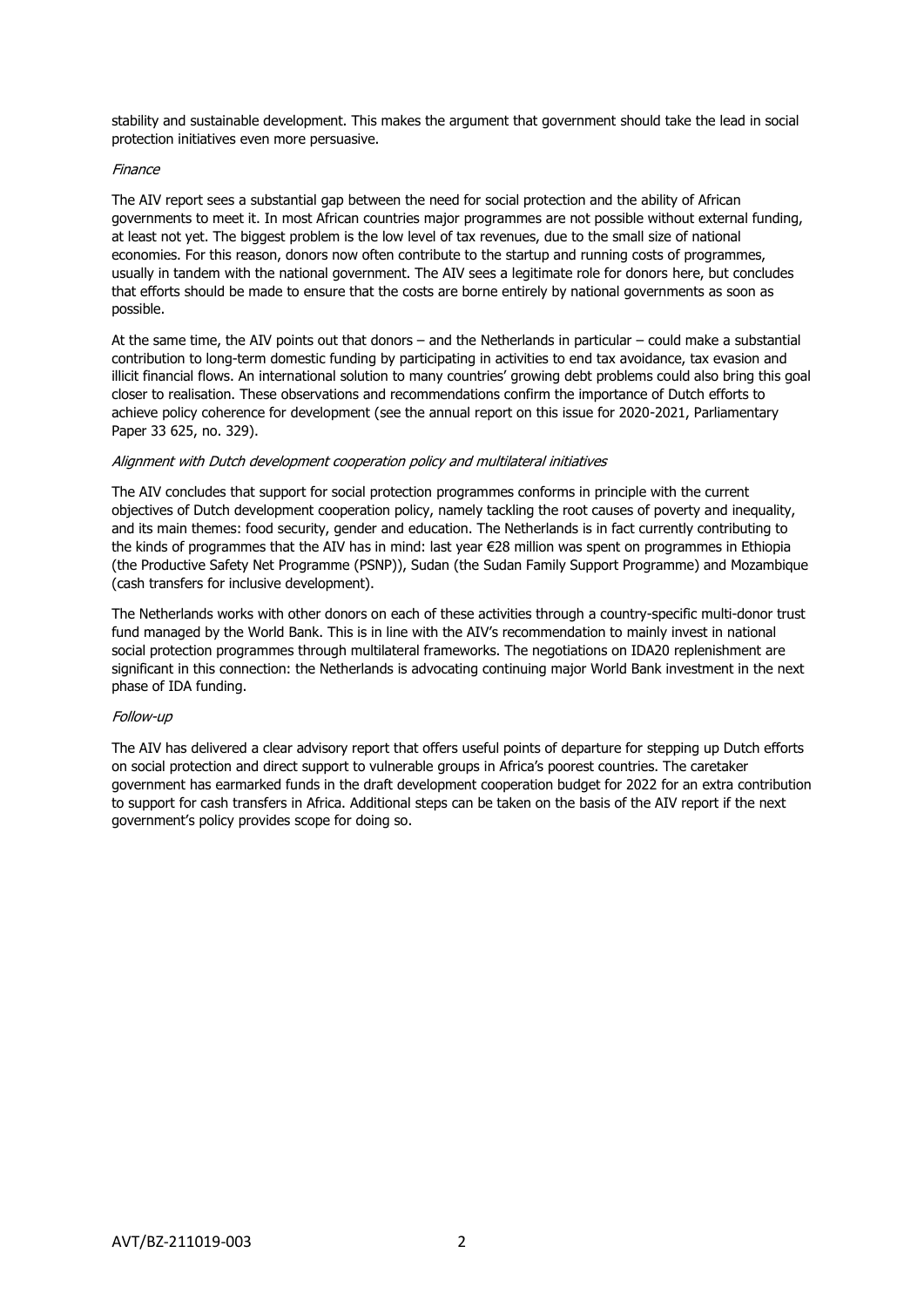stability and sustainable development. This makes the argument that government should take the lead in social protection initiatives even more persuasive.

*Finance*

The AIV report sees a substantial gap between the need for social protection and the ability of African governments to meet it. In most African countries major programmes are not possible without external funding, at least not yet. The biggest problem is the low level of tax revenues, due to the small size of national economies. For this reason, donors now often contribute to the startup and running costs of programmes, usually in tandem with the national government. The AIV sees a legitimate role for donors here, but concludes that efforts should be made to ensure that the costs are borne entirely by national governments as soon as possible.

At the same time, the AIV points out that donors – and the Netherlands in particular – could make a substantial contribution to long-term domestic funding by participating in activities to end tax avoidance, tax evasion and illicit financial flows. An international solution to many countries' growing debt problems could also bring this goal closer to realisation. These observations and recommendations confirm the importance of Dutch efforts to achieve policy coherence for development (see the annual report on this issue for 2020-2021, Parliamentary Paper 33 625, no. 329).

*Alignment with Dutch development cooperation policy and multilateral initiatives*

The AIV concludes that support for social protection programmes conforms in principle with the current objectives of Dutch development cooperation policy, namely tackling the root causes of poverty and inequality, and its main themes: food security, gender and education. The Netherlands is in fact currently contributing to the kinds of programmes that the AIV has in mind: last year €28 million was spent on programmes in Ethiopia (the Productive Safety Net Programme (PSNP)), Sudan (the Sudan Family Support Programme) and Mozambique (cash transfers for inclusive development).

The Netherlands works with other donors on each of these activities through a country-specific multi-donor trust fund managed by the World Bank. This is in line with the AIV's recommendation to mainly invest in national social protection programmes through multilateral frameworks. The negotiations on IDA20 replenishment are significant in this connection: the Netherlands is advocating continuing major World Bank investment in the next phase of IDA funding.

*Follow-up*

The AIV has delivered a clear advisory report that offers useful points of departure for stepping up Dutch efforts on social protection and direct support to vulnerable groups in Africa's poorest countries. The caretaker government has earmarked funds in the draft development cooperation budget for 2022 for an extra contribution to support for cash transfers in Africa. Additional steps can be taken on the basis of the AIV report if the next government's policy provides scope for doing so.